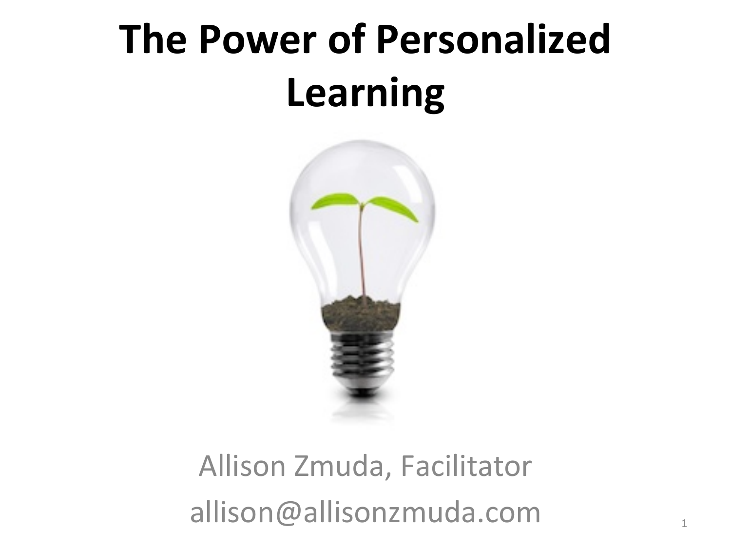# The Power of Personalized Learning

Allison Zmuda, Facilitator

allison@allisonzmuda.com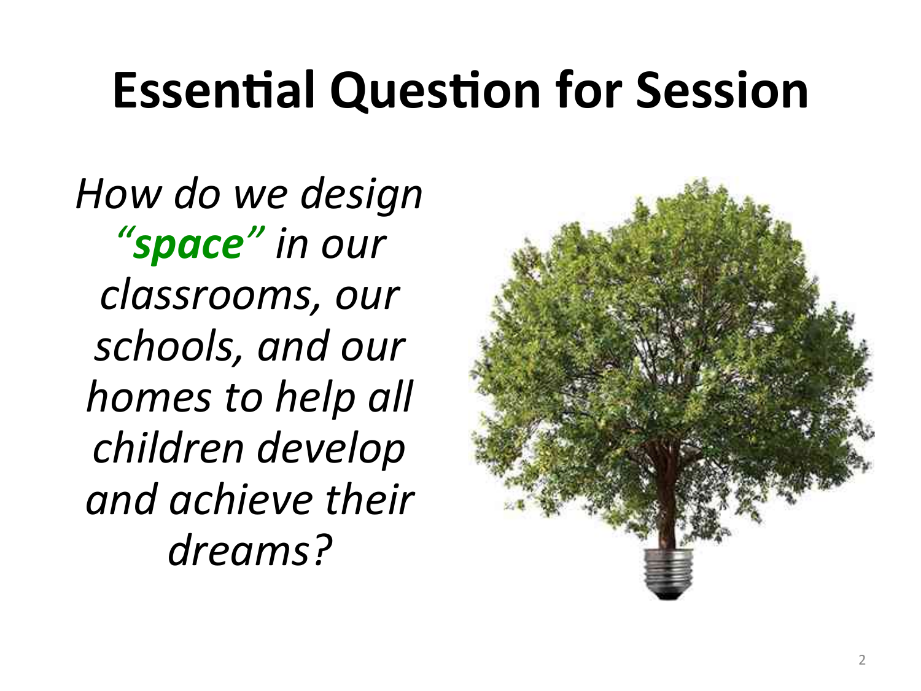# Essential Question for Session

*How do we design "**space**" in our classrooms, our schools, and our homes to help all children develop and achieve their dreams?*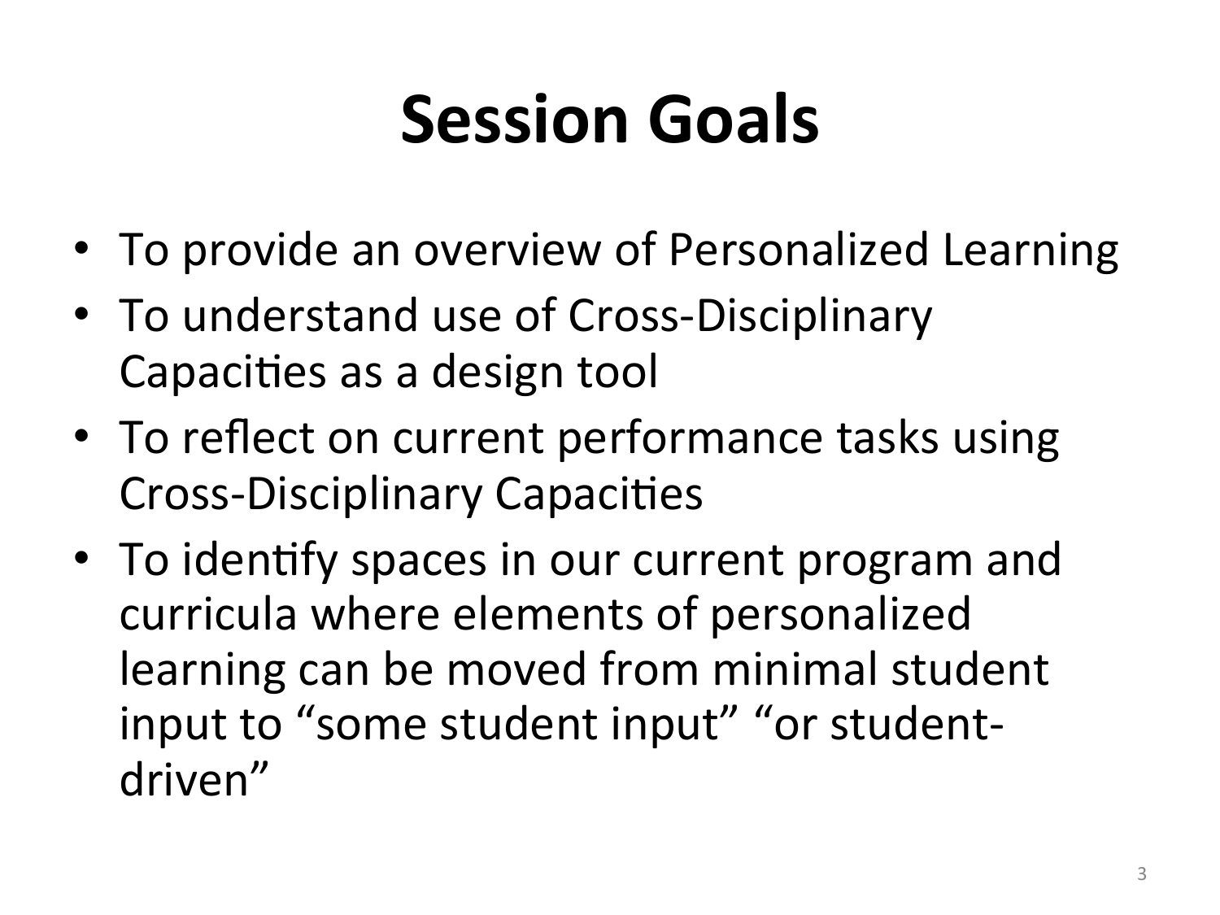# Session Goals

- To provide an overview of Personalized Learning
- To understand use of Cross-Disciplinary Capacities as a design tool
- To reflect on current performance tasks using Cross-Disciplinary Capacities
- To identify spaces in our current program and curricula where elements of personalized learning can be moved from minimal student input to "some student input" "or student-driven"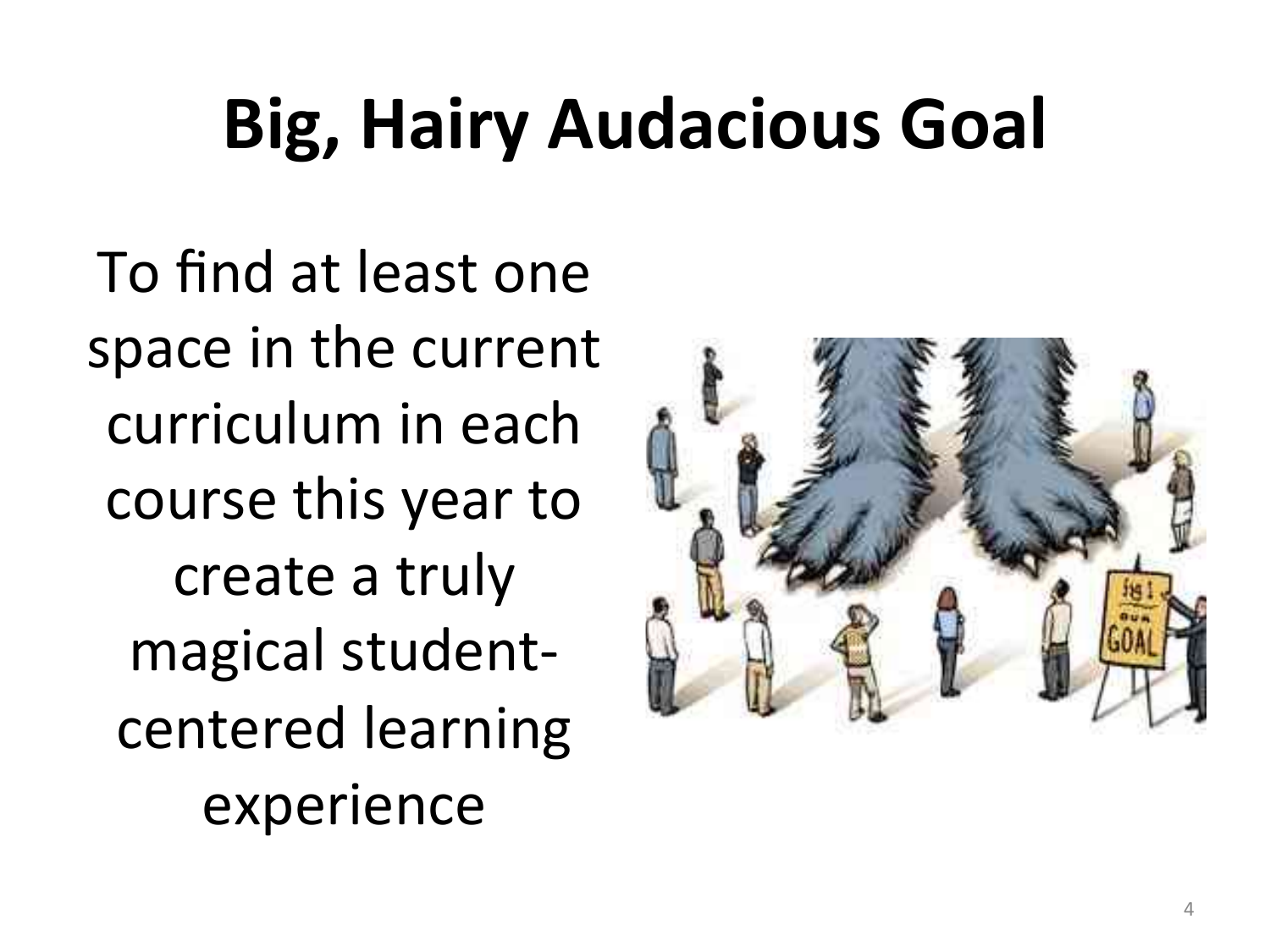# Big, Hairy Audacious Goal

To find at least one space in the current curriculum in each course this year to create a truly magical student-centered learning experience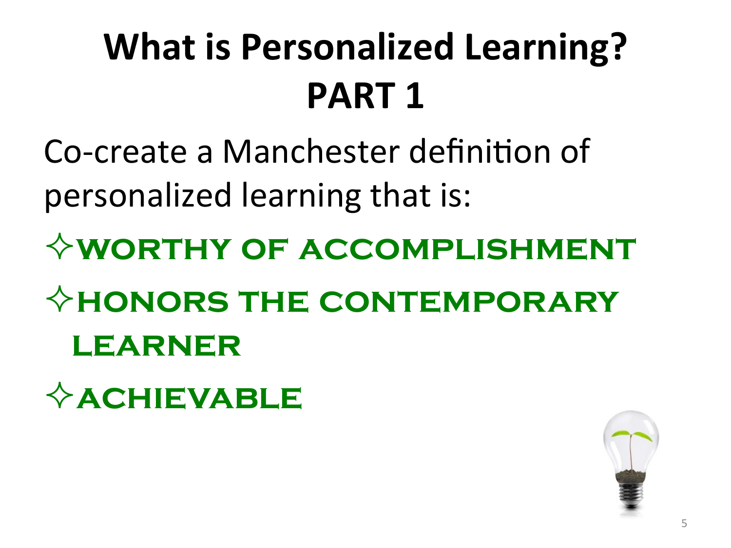# What is Personalized Learning? PART 1

Co-create a Manchester definition of personalized learning that is:

- ✧ **WORTHY OF ACCOMPLISHMENT**
- ✧ **HONORS THE CONTEMPORARY LEARNER**
- ✧ **ACHIEVABLE**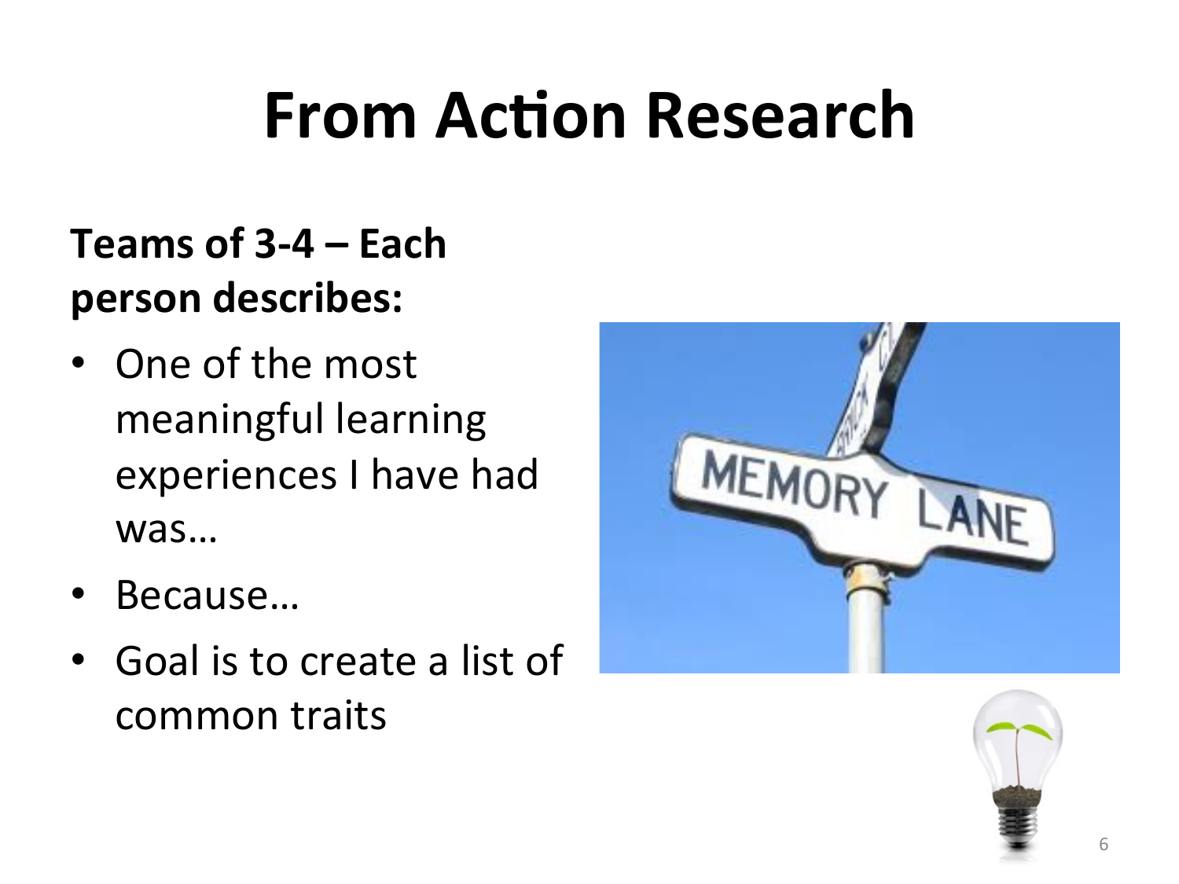# From Action Research

**Teams of 3-4 – Each person describes:**

- One of the most meaningful learning experiences I have had was…
- Because…
- Goal is to create a list of common traits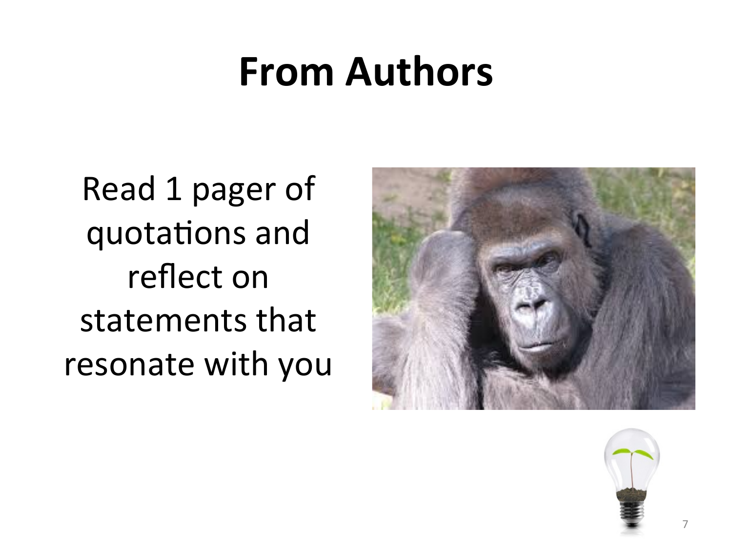# From Authors

Read 1 pager of quotations and reflect on statements that resonate with you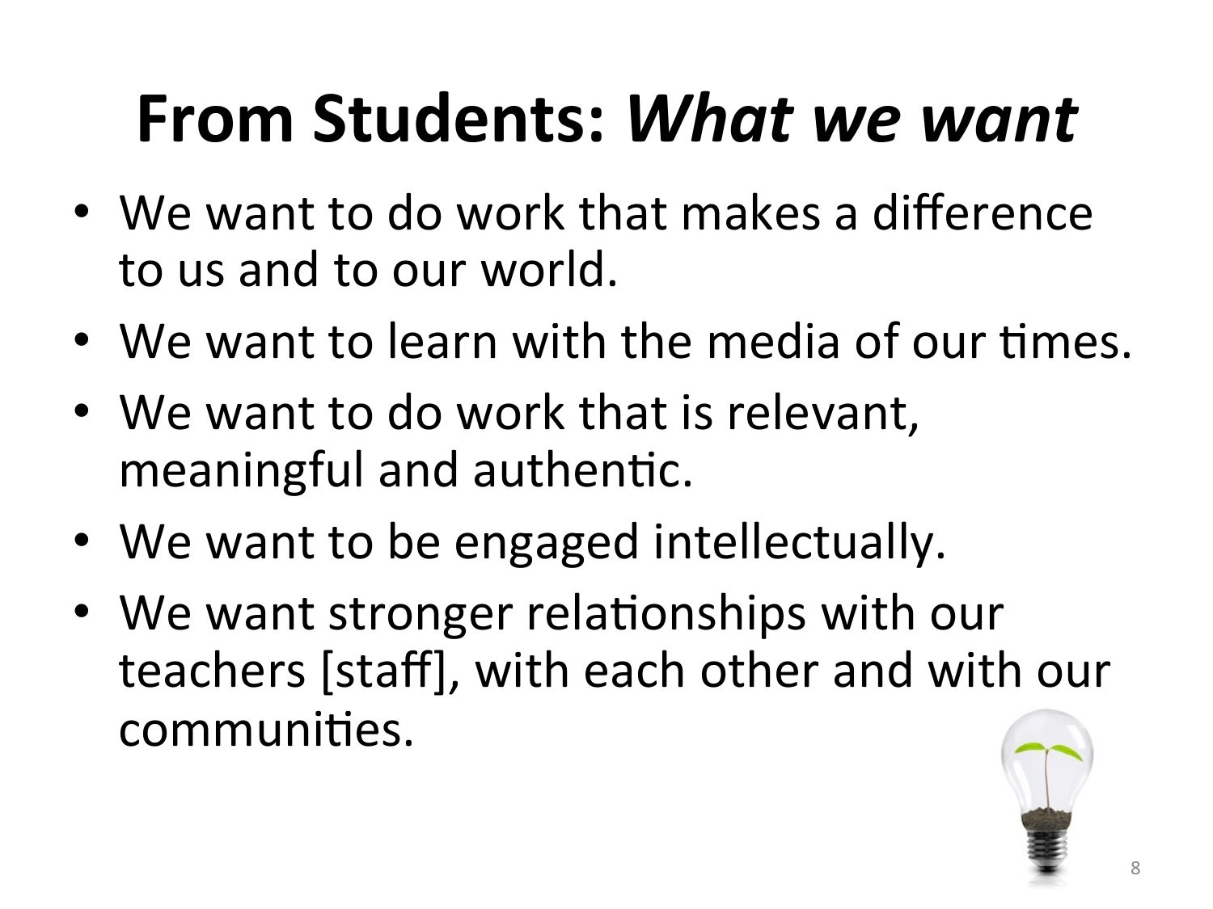# From Students: *What we want*

- We want to do work that makes a difference to us and to our world.
- We want to learn with the media of our times.
- We want to do work that is relevant, meaningful and authentic.
- We want to be engaged intellectually.
- We want stronger relationships with our teachers [staff], with each other and with our communities.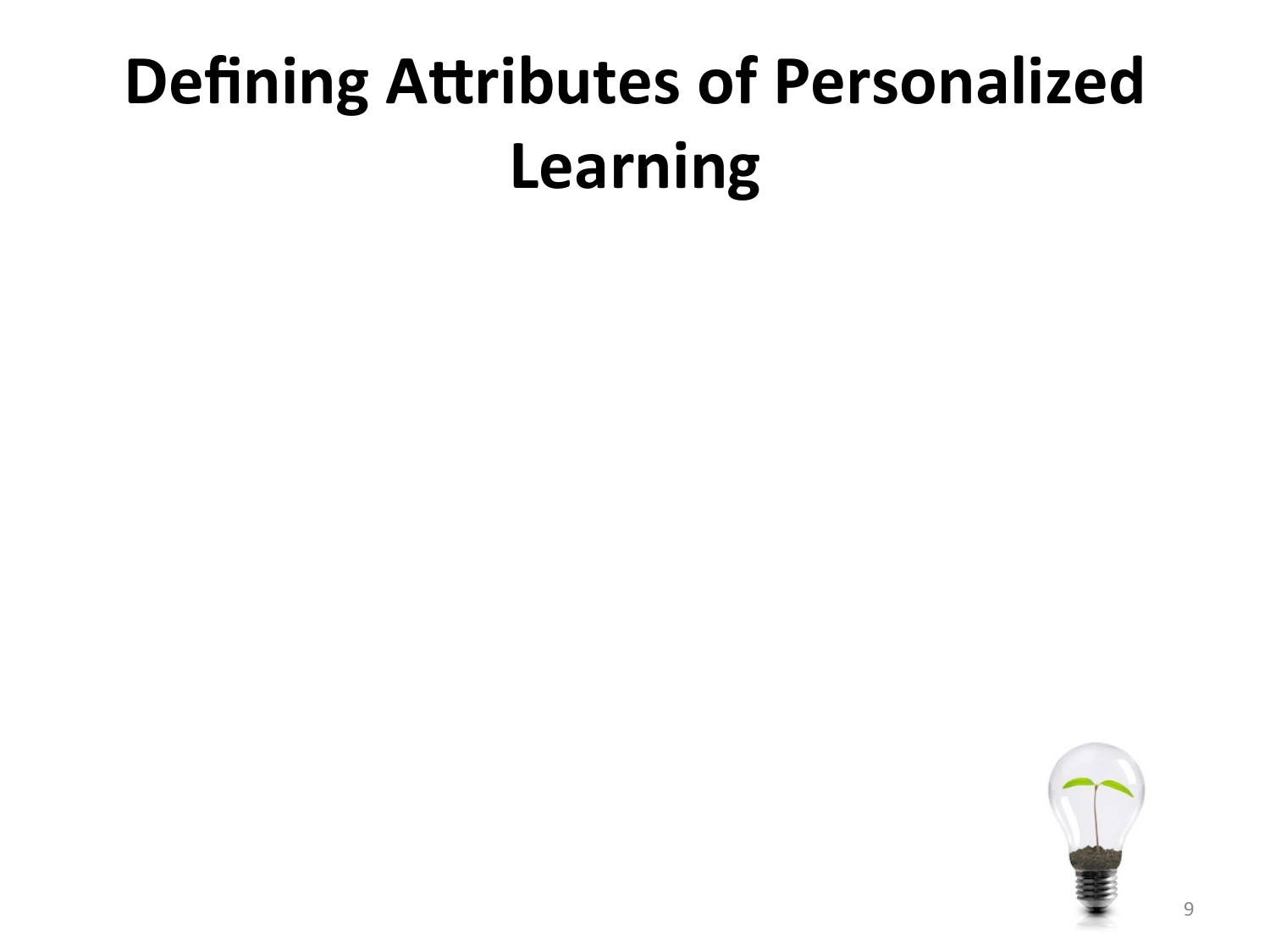# Defining Attributes of Personalized Learning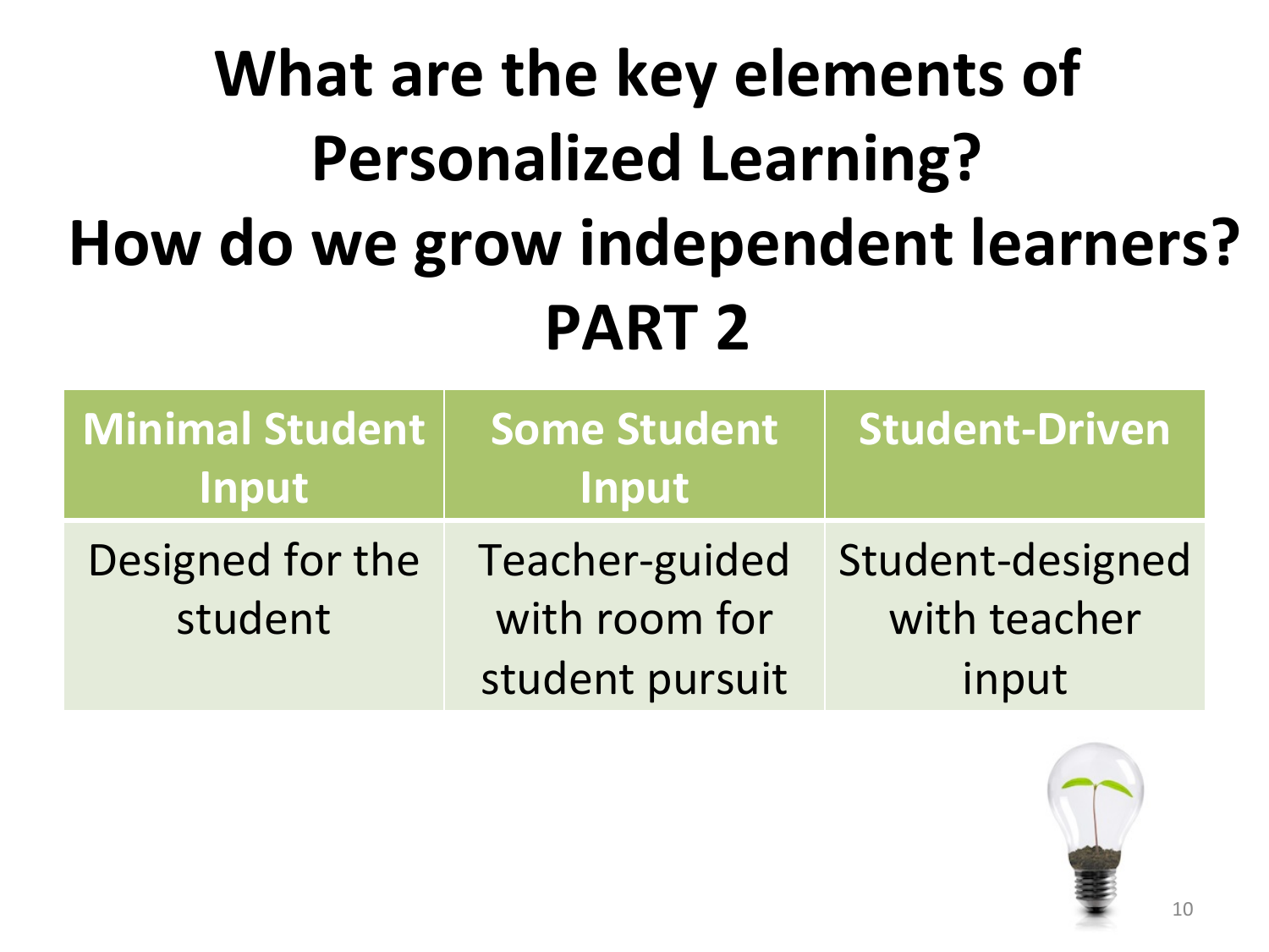# What are the key elements of Personalized Learning?
# How do we grow independent learners?
# PART 2

| Minimal Student Input | Some Student Input | Student-Driven |
| --- | --- | --- |
| Designed for the student | Teacher-guided with room for student pursuit | Student-designed with teacher input |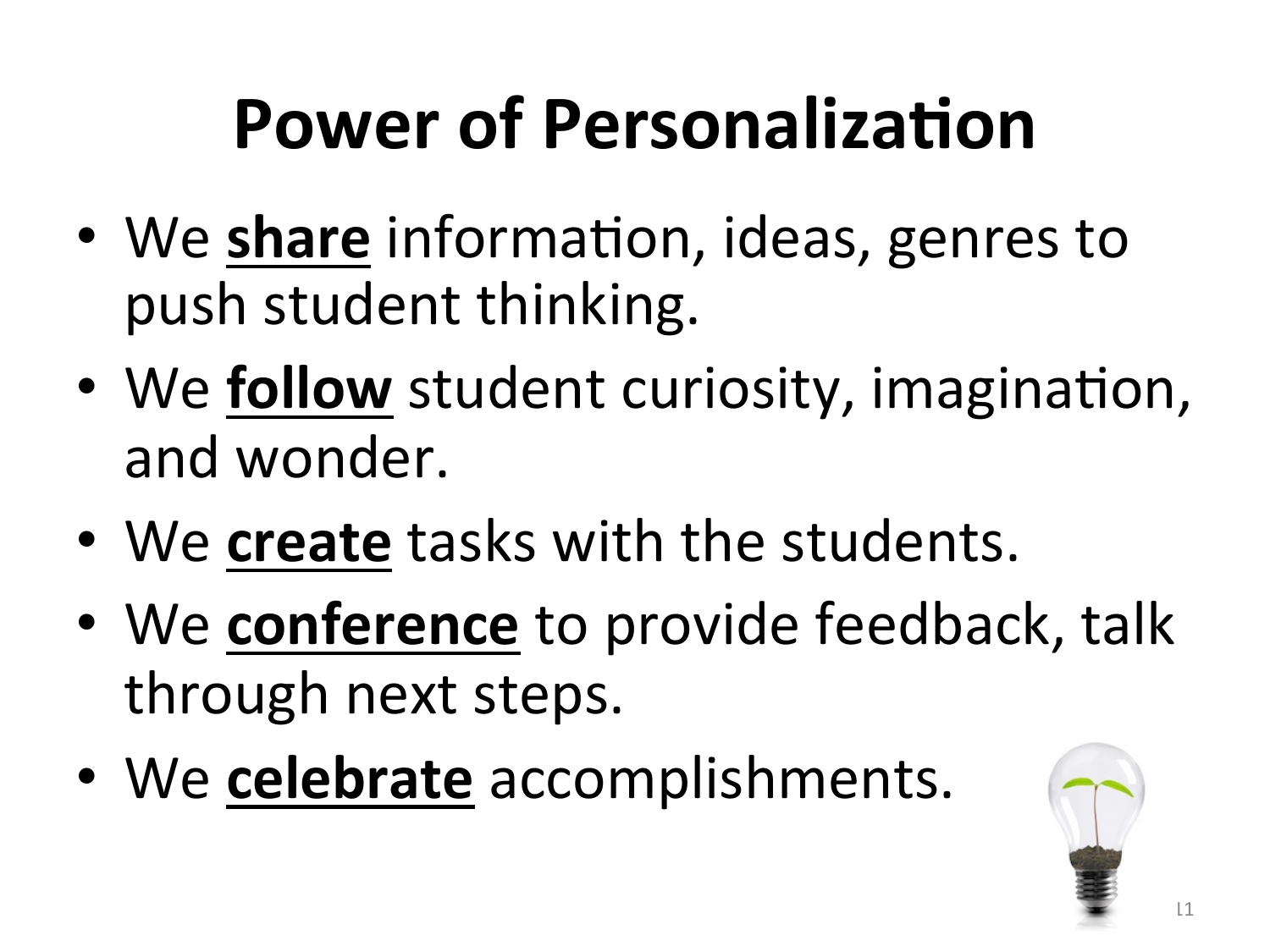# Power of Personalization

- We **share** information, ideas, genres to push student thinking.
- We **follow** student curiosity, imagination, and wonder.
- We **create** tasks with the students.
- We **conference** to provide feedback, talk through next steps.
- We **celebrate** accomplishments.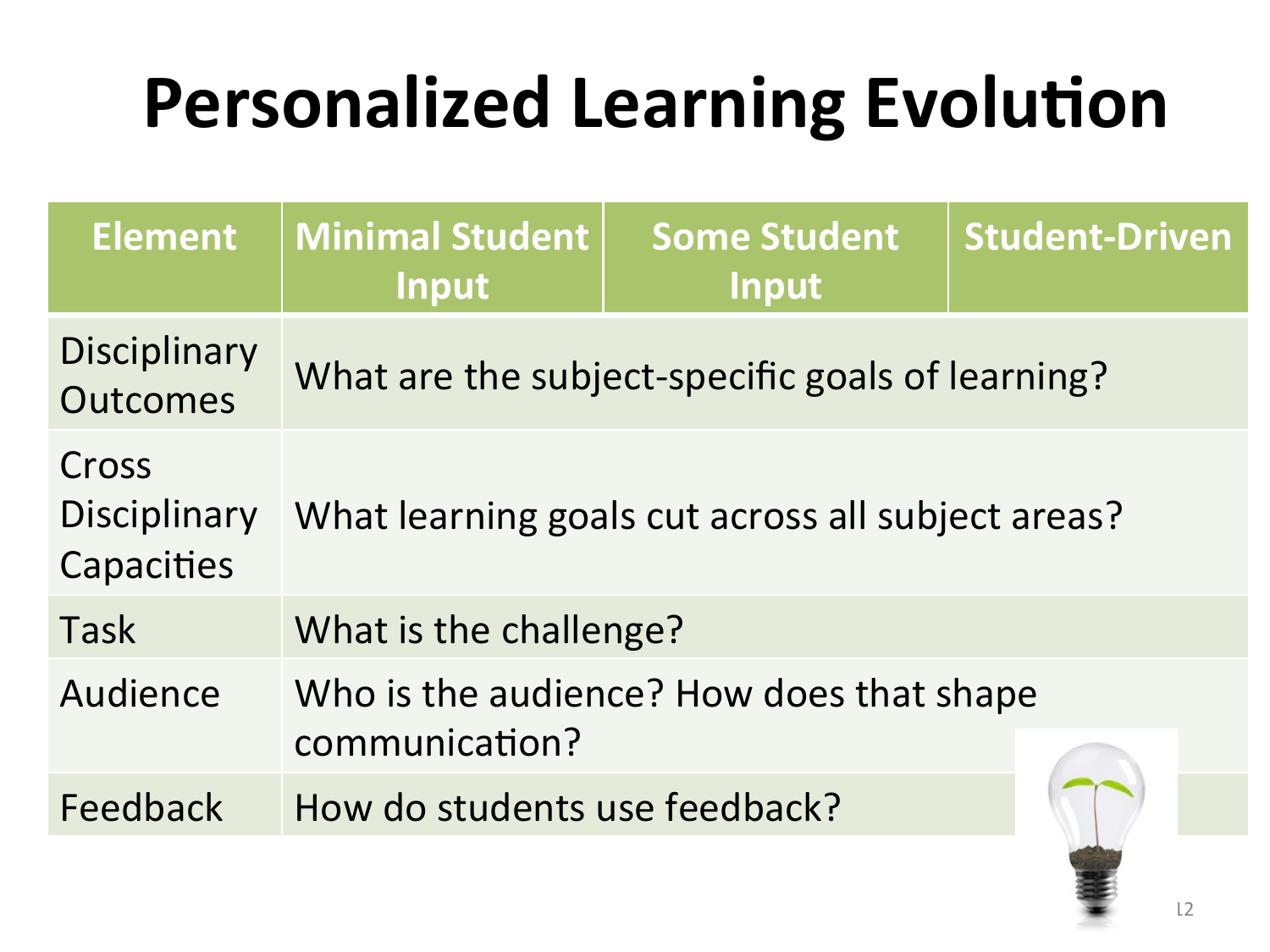# Personalized Learning Evolution

| Element | Minimal Student Input | Some Student Input | Student-Driven |
|---|---|---|---|
| Disciplinary Outcomes | What are the subject-specific goals of learning? | | |
| Cross Disciplinary Capacities | What learning goals cut across all subject areas? | | |
| Task | What is the challenge? | | |
| Audience | Who is the audience? How does that shape communication? | | |
| Feedback | How do students use feedback? | | |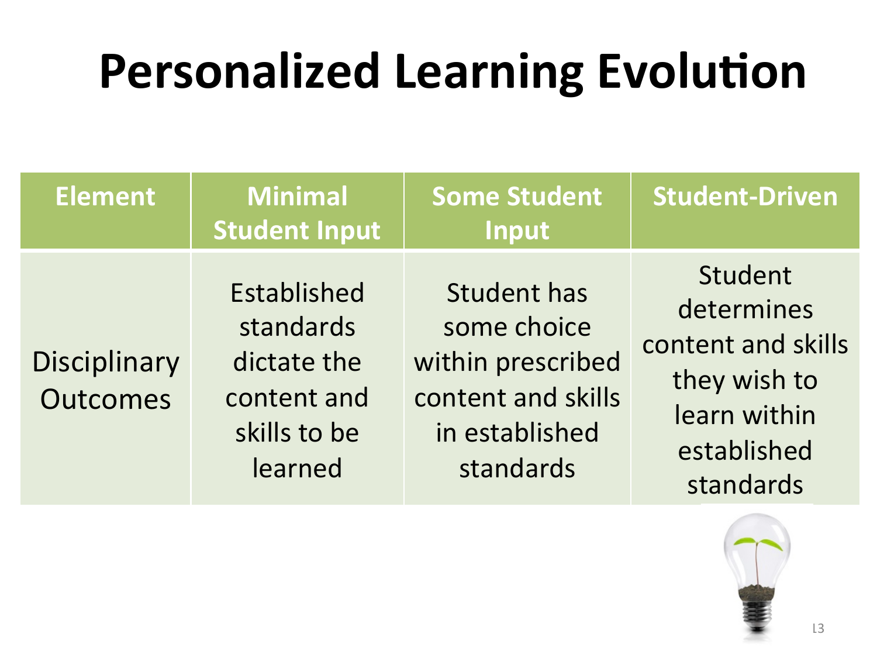# Personalized Learning Evolution

| Element | Minimal Student Input | Some Student Input | Student-Driven |
| --- | --- | --- | --- |
| Disciplinary Outcomes | Established standards dictate the content and skills to be learned | Student has some choice within prescribed content and skills in established standards | Student determines content and skills they wish to learn within established standards |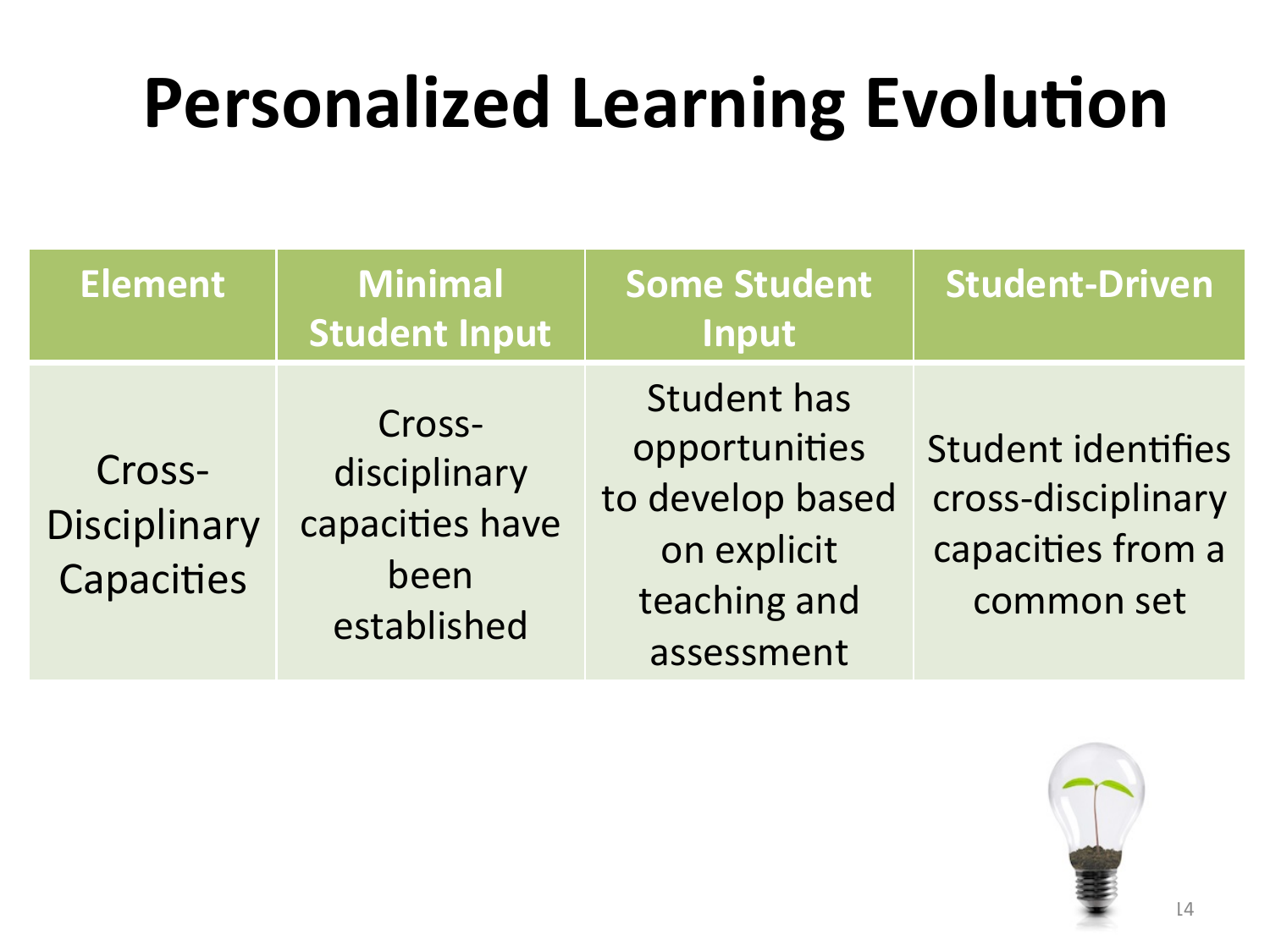# Personalized Learning Evolution

| Element | Minimal Student Input | Some Student Input | Student-Driven |
|---|---|---|---|
| Cross-Disciplinary Capacities | Cross-disciplinary capacities have been established | Student has opportunities to develop based on explicit teaching and assessment | Student identifies cross-disciplinary capacities from a common set |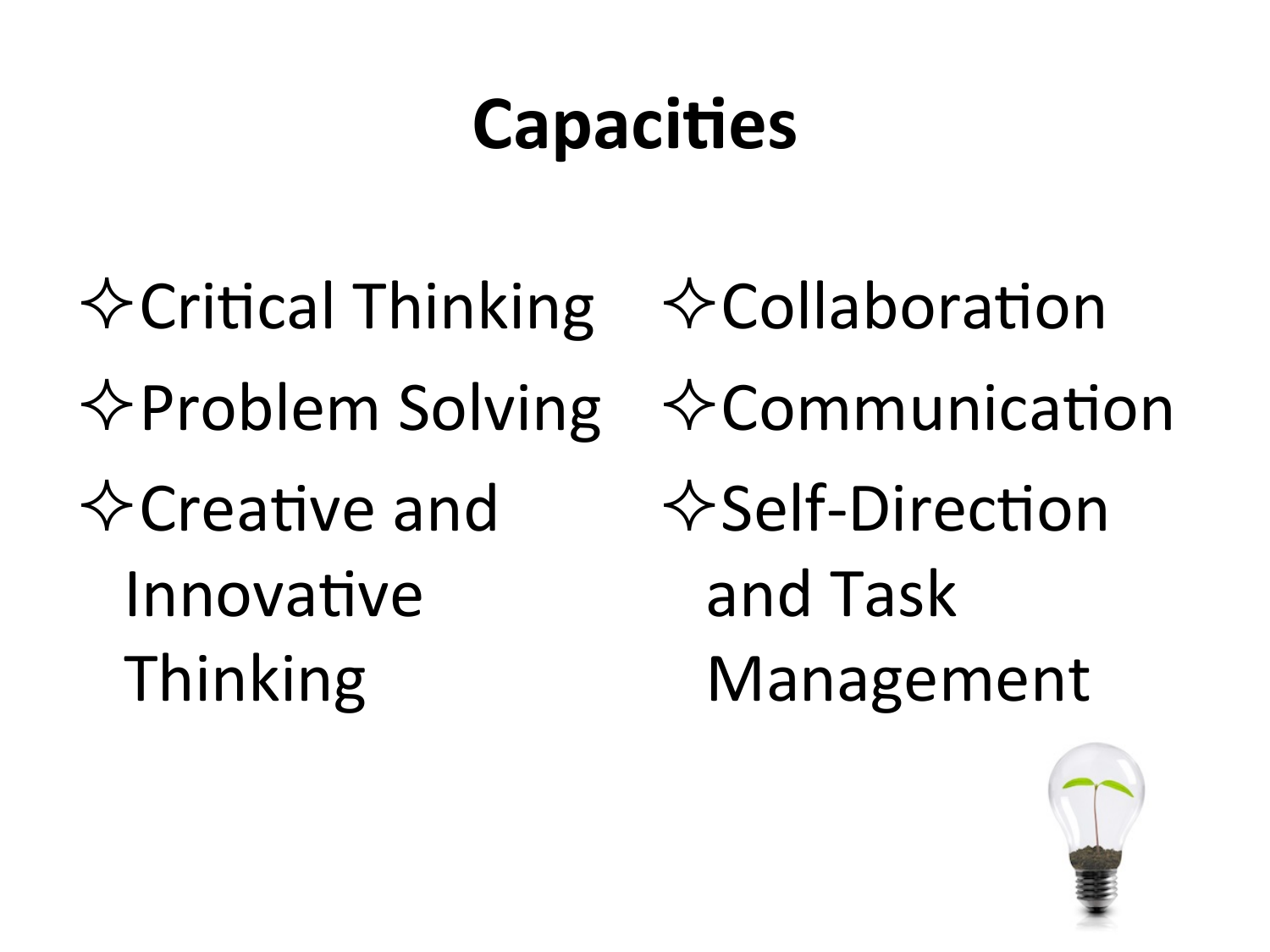# Capacities

- ✧Critical Thinking
- ✧Problem Solving
- ✧Creative and Innovative Thinking
- ✧Collaboration
- ✧Communication
- ✧Self-Direction and Task Management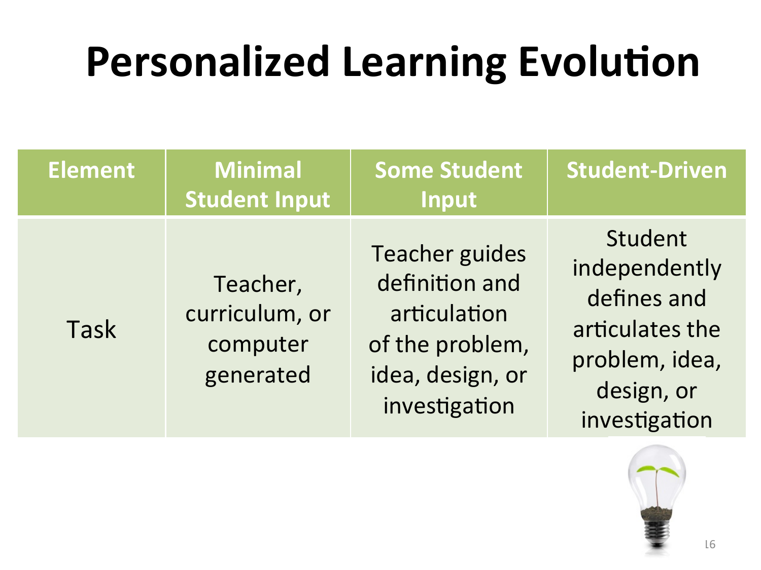# Personalized Learning Evolution

| Element | Minimal Student Input | Some Student Input | Student-Driven |
|---|---|---|---|
| Task | Teacher, curriculum, or computer generated | Teacher guides definition and articulation of the problem, idea, design, or investigation | Student independently defines and articulates the problem, idea, design, or investigation |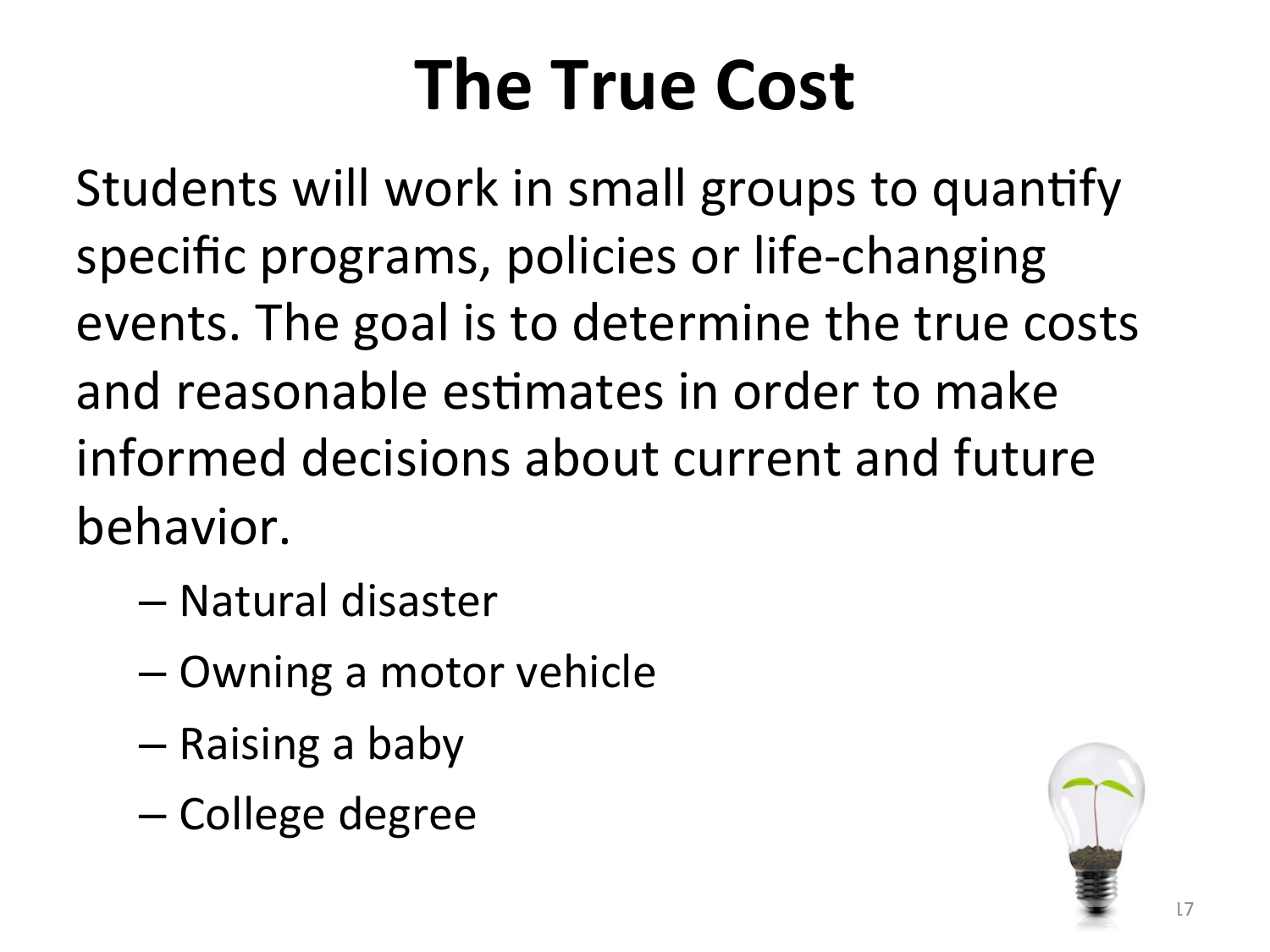# The True Cost

Students will work in small groups to quantify specific programs, policies or life-changing events. The goal is to determine the true costs and reasonable estimates in order to make informed decisions about current and future behavior.

- Natural disaster
- Owning a motor vehicle
- Raising a baby
- College degree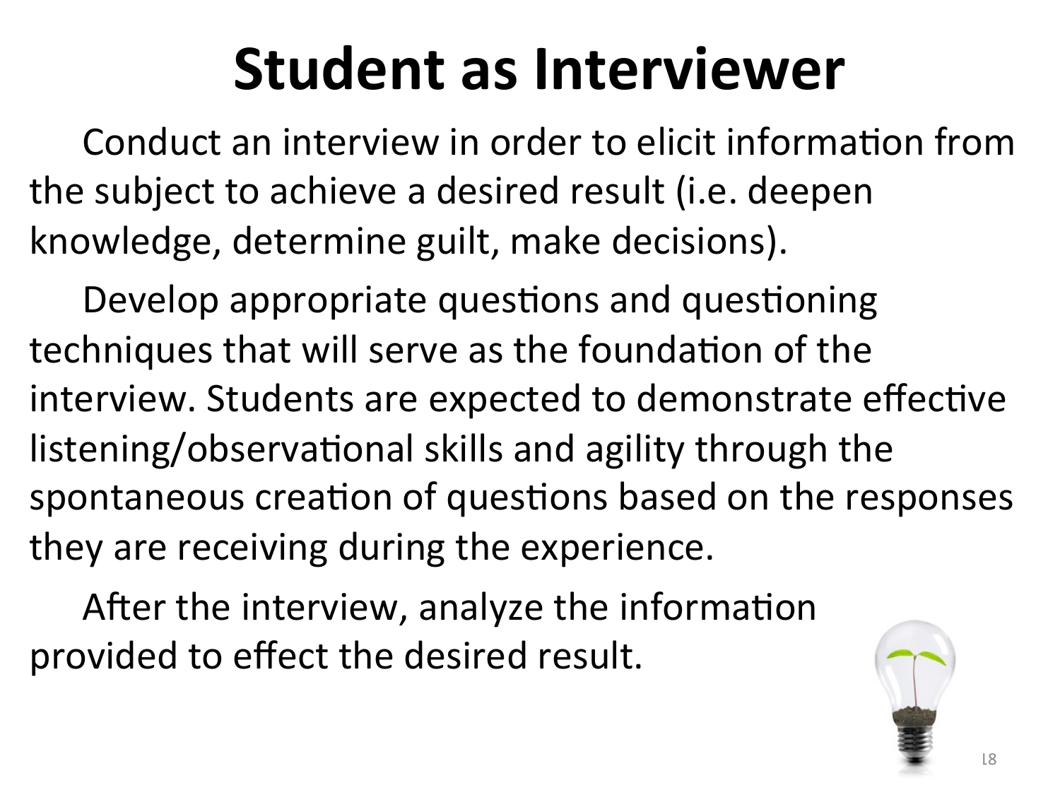# Student as Interviewer

Conduct an interview in order to elicit information from the subject to achieve a desired result (i.e. deepen knowledge, determine guilt, make decisions).

Develop appropriate questions and questioning techniques that will serve as the foundation of the interview. Students are expected to demonstrate effective listening/observational skills and agility through the spontaneous creation of questions based on the responses they are receiving during the experience.

After the interview, analyze the information provided to effect the desired result.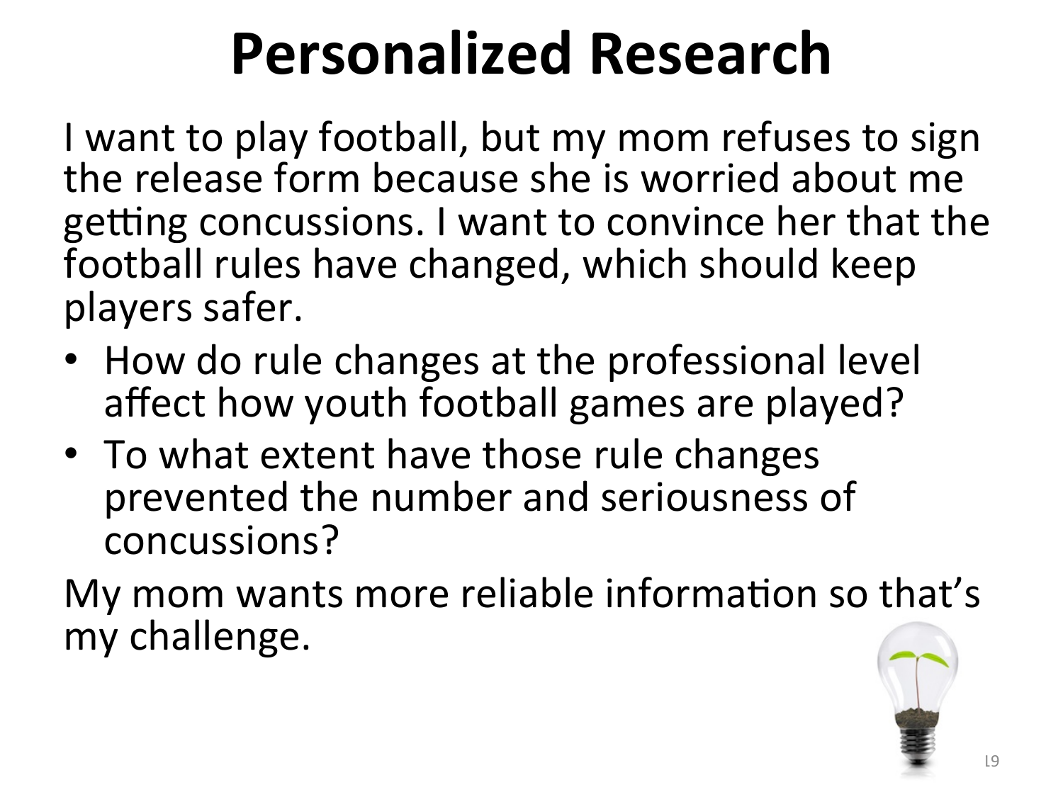# Personalized Research

I want to play football, but my mom refuses to sign the release form because she is worried about me getting concussions. I want to convince her that the football rules have changed, which should keep players safer.

- How do rule changes at the professional level affect how youth football games are played?
- To what extent have those rule changes prevented the number and seriousness of concussions?

My mom wants more reliable information so that's my challenge.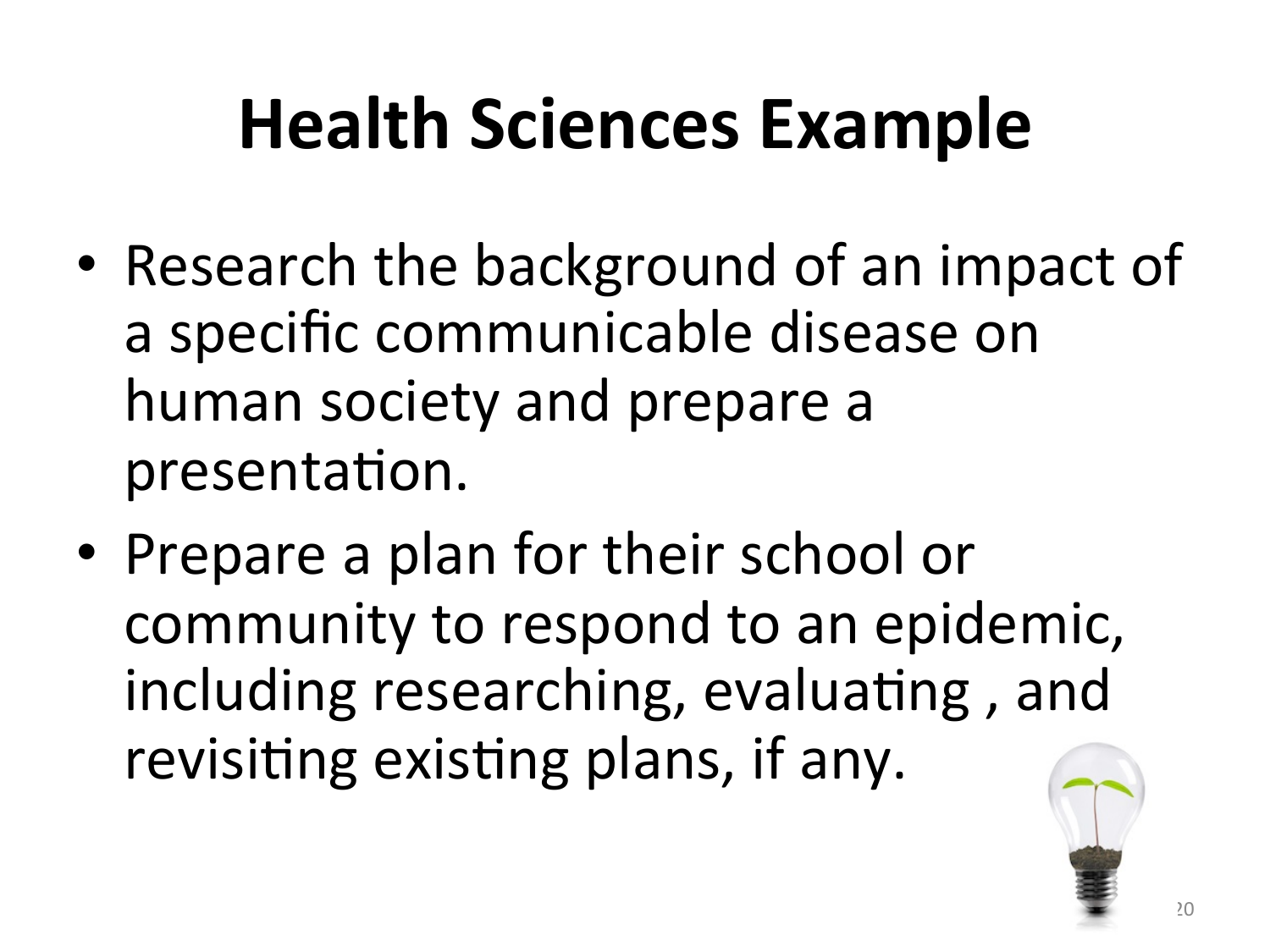# Health Sciences Example

- Research the background of an impact of a specific communicable disease on human society and prepare a presentation.
- Prepare a plan for their school or community to respond to an epidemic, including researching, evaluating , and revisiting existing plans, if any.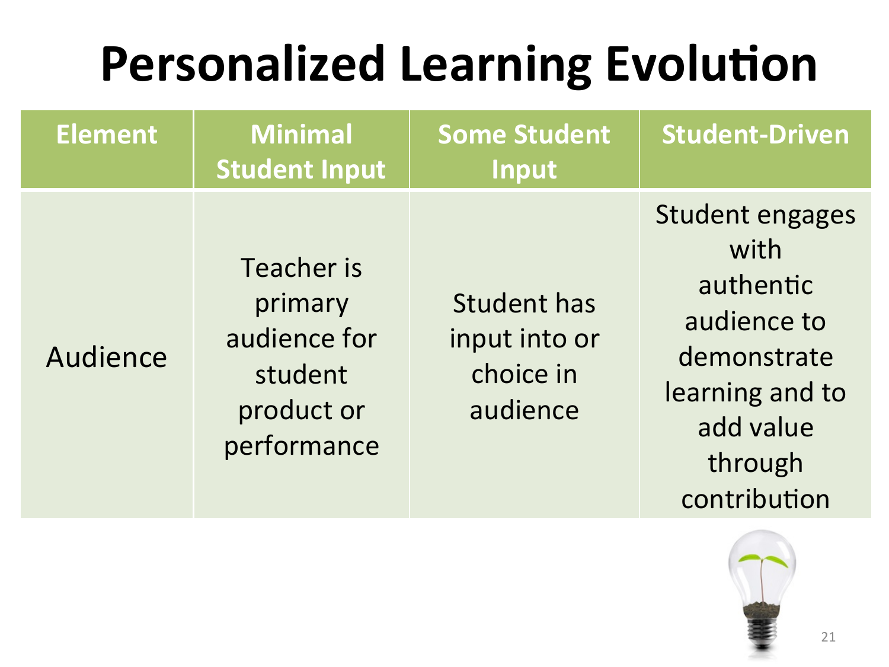# Personalized Learning Evolution

| Element | Minimal Student Input | Some Student Input | Student-Driven |
| --- | --- | --- | --- |
| Audience | Teacher is primary audience for student product or performance | Student has input into or choice in audience | Student engages with authentic audience to demonstrate learning and to add value through contribution |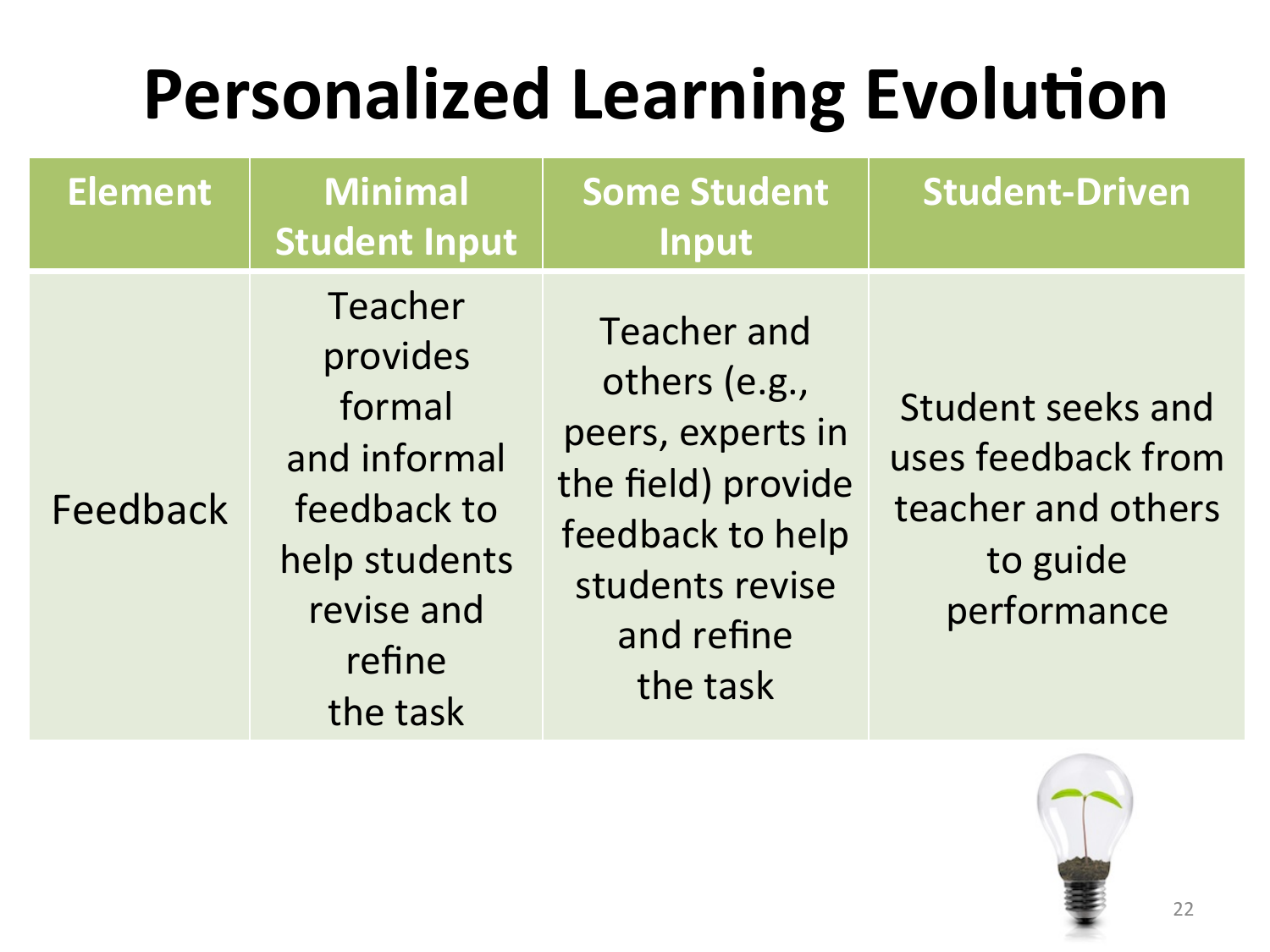# Personalized Learning Evolution

| Element | Minimal Student Input | Some Student Input | Student-Driven |
|---|---|---|---|
| Feedback | Teacher provides formal and informal feedback to help students revise and refine the task | Teacher and others (e.g., peers, experts in the field) provide feedback to help students revise and refine the task | Student seeks and uses feedback from teacher and others to guide performance |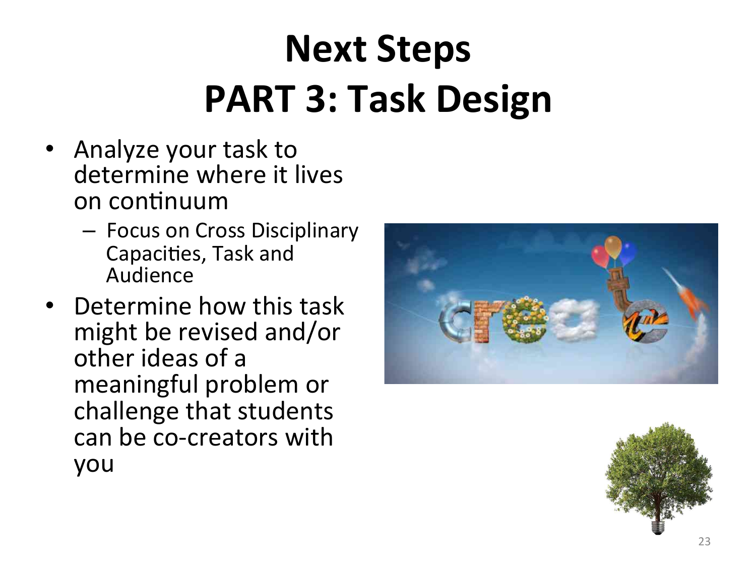# Next Steps
# PART 3: Task Design

- Analyze your task to determine where it lives on continuum
  - Focus on Cross Disciplinary Capacities, Task and Audience
- Determine how this task might be revised and/or other ideas of a meaningful problem or challenge that students can be co-creators with you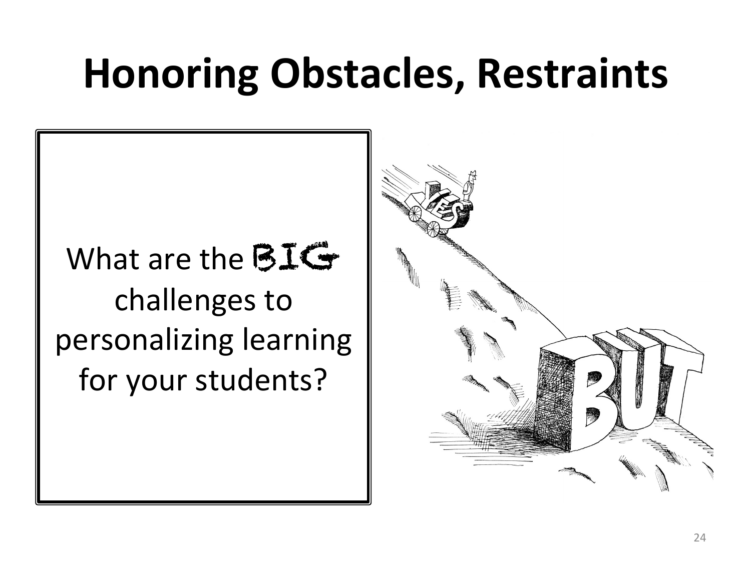# Honoring Obstacles, Restraints

What are the BIG challenges to personalizing learning for your students?